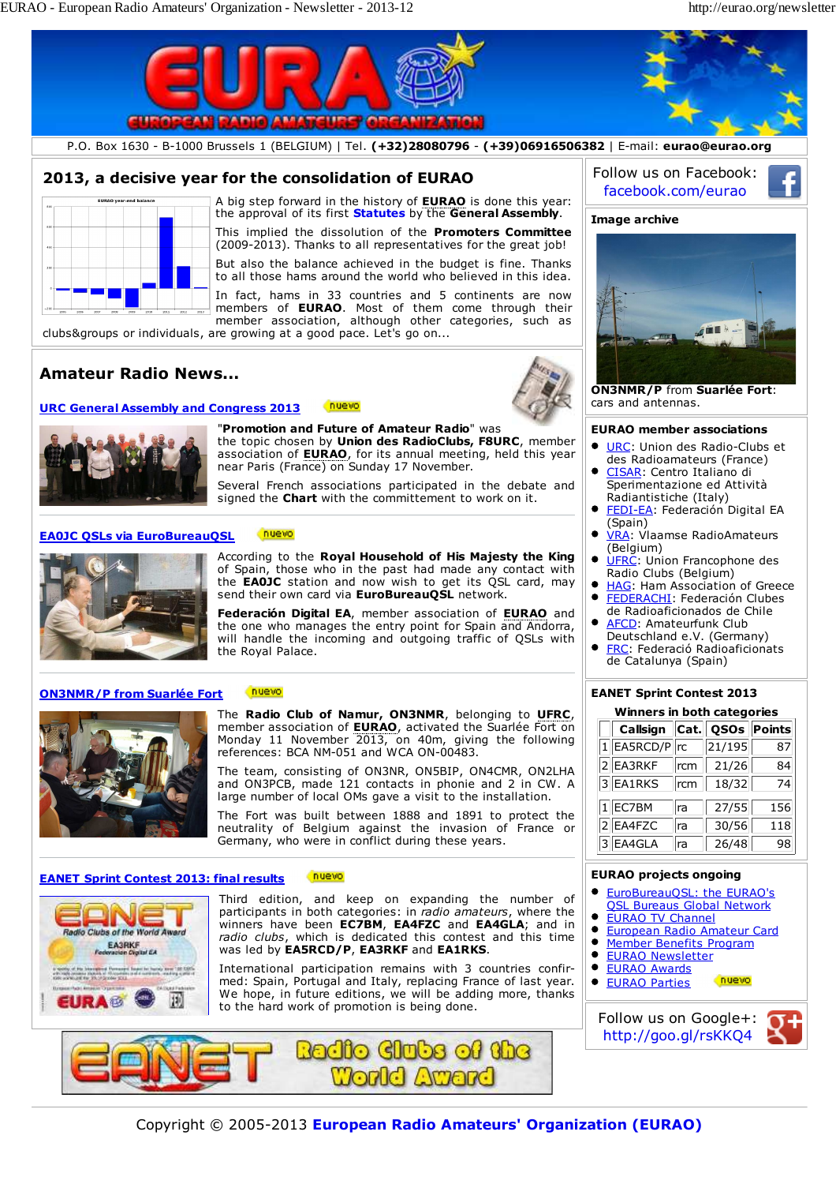# EURAO - European Radio Amateurs' Organization

P.O. Box 1630 - B-1000 Brussels 1 (BELGIUM) | Tel. **(+32)28080796** - **(+39)06916506382** | E-mail: **eurao@eurao.org**

## 2013, a decisive year for the consolidation of EURAO

A big step forward in the history of **EURAO** is done this year: the approval of its first **Statutes** by the **General Assembly**.

This implied the dissolution of the **Promoters Committee** (2009-2013). Thanks to all representatives for the great job!

But also the balance achieved in the budget is fine. Thanks to all those hams around the world who believed in this idea.

In fact, hams in 33 countries and 5 continents are now members of **EURAO**. Most of them come through their member association, although other categories, such as clubs&groups or individuals, are growing at a good pace. Let's go on...

## Amateur Radio News...

### URC General Assembly and Congress 2013 (nuevo)

"**Promotion and Future of Amateur Radio**" was the topic chosen by **Union des RadioClubs, F8URC**, member association of **EURAO**, for its annual meeting, held this year near Paris (France) on Sunday 17 November.

Several French associations participated in the debate and signed the **Chart** with the committement to work on it.

### EA0JC QSLs via EuroBureauQSL (nuevo)

According to the **Royal Household of His Majesty the King** of Spain, those who in the past had made any contact with the **EA0JC** station and now wish to get its QSL card, may send their own card via **EuroBureauQSL** network.

**Federación Digital EA**, member association of **EURAO** and the one who manages the entry point for Spain and Andorra, will handle the incoming and outgoing traffic of QSLs with the Royal Palace.

### ON3NMR/P from Suarlée Fort (nuevo)

The **Radio Club of Namur, ON3NMR**, belonging to **UFRC**, member association of **EURAO**, activated the Suarlée Fort on Monday 11 November 2013, on 40m, giving the following references: BCA NM-051 and WCA ON-00483.

The team, consisting of ON3NR, ON5BIP, ON4CMR, ON2LHA and ON3PCB, made 121 contacts in phonie and 2 in CW. A large number of local OMs gave a visit to the installation.

The Fort was built between 1888 and 1891 to protect the neutrality of Belgium against the invasion of France or Germany, who were in conflict during these years.

### EANET Sprint Contest 2013: final results (nuevo)

Third edition, and keep on expanding the number of participants in both categories: in *radio amateurs*, where the winners have been **EC7BM**, **EA4FZC** and **EA4GLA**; and in *radio clubs*, which is dedicated this contest and this time was led by **EA5RCD/P**, **EA3RKF** and **EA1RKS**.

International participation remains with 3 countries confirmed: Spain, Portugal and Italy, replacing France of last year. We hope, in future editions, we will be adding more, thanks to the hard work of promotion is being done.

EANET Radio Clubs of the World Award

---

Follow us on Facebook: facebook.com/eurao

### Image archive

**ON3NMR/P** from **Suarlée Fort**: cars and antennas.

### EURAO member associations

- URC: Union des Radio-Clubs et des Radioamateurs (France)
- CISAR: Centro Italiano di Sperimentazione ed Attività Radiantistiche (Italy)
- FEDI-EA: Federación Digital EA (Spain)
- VRA: Vlaamse RadioAmateurs (Belgium)
- UFRC: Union Francophone des Radio Clubs (Belgium)
- HAG: Ham Association of Greece
- FEDERACHI: Federación Clubes de Radioaficionados de Chile
- AFCD: Amateurfunk Club Deutschland e.V. (Germany)
- FRC: Federació Radioaficionats de Catalunya (Spain)

### EANET Sprint Contest 2013

**Winners in both categories**

| | Callsign | Cat. | QSOs | Points |
|---|---|---|---|---|
| 1 | EA5RCD/P | rc | 21/195 | 87 |
| 2 | EA3RKF | rcm | 21/26 | 84 |
| 3 | EA1RKS | rcm | 18/32 | 74 |
| 1 | EC7BM | ra | 27/55 | 156 |
| 2 | EA4FZC | ra | 30/56 | 118 |
| 3 | EA4GLA | ra | 26/48 | 98 |

### EURAO projects ongoing

- EuroBureauQSL: the EURAO's QSL Bureaus Global Network
- EURAO TV Channel
- European Radio Amateur Card
- Member Benefits Program
- EURAO Newsletter
- EURAO Awards
- EURAO Parties (nuevo)

Follow us on Google+: http://goo.gl/rsKKQ4

Copyright © 2005-2013 **European Radio Amateurs' Organization (EURAO)**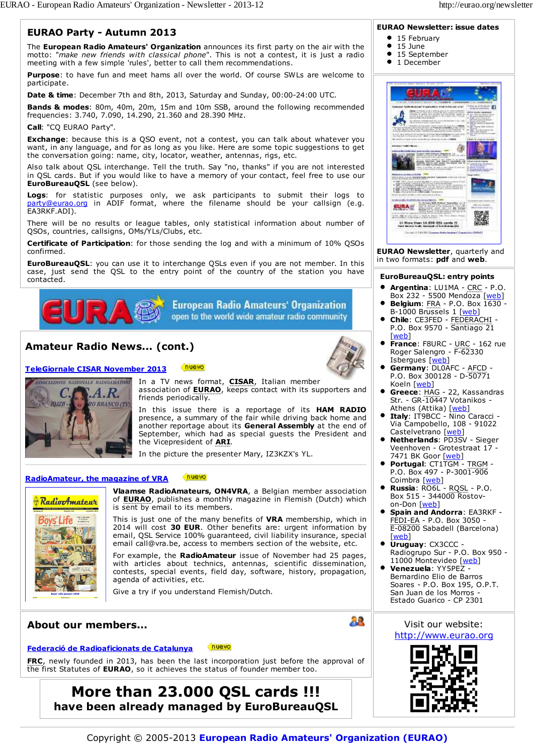## EURAO Party - Autumn 2013

The **European Radio Amateurs' Organization** announces its first party on the air with the motto: "*make new friends with classical phone*". This is not a contest, it is just a radio meeting with a few simple 'rules', better to call them recommendations.

**Purpose**: to have fun and meet hams all over the world. Of course SWLs are welcome to participate.

**Date & time**: December 7th and 8th, 2013, Saturday and Sunday, 00:00-24:00 UTC.

**Bands & modes**: 80m, 40m, 20m, 15m and 10m SSB, around the following recommended frequencies: 3.740, 7.090, 14.290, 21.360 and 28.390 MHz.

**Call**: "CQ EURAO Party".

**Exchange**: because this is a QSO event, not a contest, you can talk about whatever you want, in any language, and for as long as you like. Here are some topic suggestions to get the conversation going: name, city, locator, weather, antennas, rigs, etc.

Also talk about QSL interchange. Tell the truth. Say "no, thanks" if you are not interested in QSL cards. But if you would like to have a memory of your contact, feel free to use our **EuroBureauQSL** (see below).

**Logs**: for statistic purposes only, we ask participants to submit their logs to party@eurao.org in ADIF format, where the filename should be your callsign (e.g. EA3RKF.ADI).

There will be no results or league tables, only statistical information about number of QSOs, countries, callsigns, OMs/YLs/Clubs, etc.

**Certificate of Participation**: for those sending the log and with a minimum of 10% QSOs confirmed.

**EuroBureauQSL**: you can use it to interchange QSLs even if you are not member. In this case, just send the QSL to the entry point of the country of the station you have contacted.

EURAO European Radio Amateurs' Organization
open to the world wide amateur radio community

## Amateur Radio News... (cont.)

### TeleGiornale CISAR November 2013

nuevo

In a TV news format, **CISAR**, Italian member association of **EURAO**, keeps contact with its supporters and friends periodically.

In this issue there is a reportage of its **HAM RADIO** presence, a summary of the fair while driving back home and another reportage about its **General Assembly** at the end of September, which had as special guests the President and the Vicepresident of **ARI**.

In the picture the presenter Mary, IZ3KZX's YL.

### RadioAmateur, the magazine of VRA

nuevo

**Vlaamse RadioAmateurs, ON4VRA**, a Belgian member association of **EURAO**, publishes a monthly magazine in Flemish (Dutch) which is sent by email to its members.

This is just one of the many benefits of **VRA** membership, which in 2014 will cost **30 EUR**. Other benefits are: urgent information by email, QSL Service 100% guaranteed, civil liability insurance, special email call@vra.be, access to members section of the website, etc.

For example, the **RadioAmateur** issue of November had 25 pages, with articles about technics, antennas, scientific dissemination, contests, special events, field day, software, history, propagation, agenda of activities, etc.

Give a try if you understand Flemish/Dutch.

## About our members...

### Federació de Radioaficionats de Catalunya

nuevo

**FRC**, newly founded in 2013, has been the last incorporation just before the approval of the first Statutes of **EURAO**, so it achieves the status of founder member too.

**More than 23.000 QSL cards !!!**
**have been already managed by EuroBureauQSL**

### EURAO Newsletter: issue dates

- 15 February
- 15 June
- 15 September
- 1 December

**EURAO Newsletter**, quarterly and in two formats: **pdf** and **web**.

### EuroBureauQSL: entry points

- **Argentina**: LU1MA - CRC - P.O. Box 232 - 5500 Mendoza [web]
- **Belgium**: FRA - P.O. Box 1630 - B-1000 Brussels 1 [web]
- **Chile**: CE3FED - FEDERACHI - P.O. Box 9570 - Santiago 21 [web]
- **France**: F8URC - URC - 162 rue Roger Salengro - F-62330 Isbergues [web]
- **Germany**: DL0AFC - AFCD - P.O. Box 300128 - D-50771 Koeln [web]
- **Greece**: HAG - 22, Kassandras Str. - GR-10447 Votanikos - Athens (Attika) [web]
- **Italy**: IT9BCC - Nino Caracci - Via Campobello, 108 - 91022 Castelvetrano [web]
- **Netherlands**: PD3SV - Sieger Veenhoven - Grotestraat 17 - 7471 BK Goor [web]
- **Portugal**: CT1TGM - TRGM - P.O. Box 497 - P-3001-906 Coimbra [web]
- **Russia**: RO6L - RQSL - P.O. Box 515 - 344000 Rostov-on-Don [web]
- **Spain and Andorra**: EA3RKF - FEDI-EA - P.O. Box 3050 - E-08200 Sabadell (Barcelona) [web]
- **Uruguay**: CX3CCC - Radiogrupo Sur - P.O. Box 950 - 11000 Montevideo [web]
- **Venezuela**: YY5PEZ - Bernardino Elio de Barros Soares - P.O. Box 195, O.P.T. San Juan de los Morros - Estado Guarico - CP 2301

Visit our website:
http://www.eurao.org

Copyright © 2005-2013 **European Radio Amateurs' Organization (EURAO)**